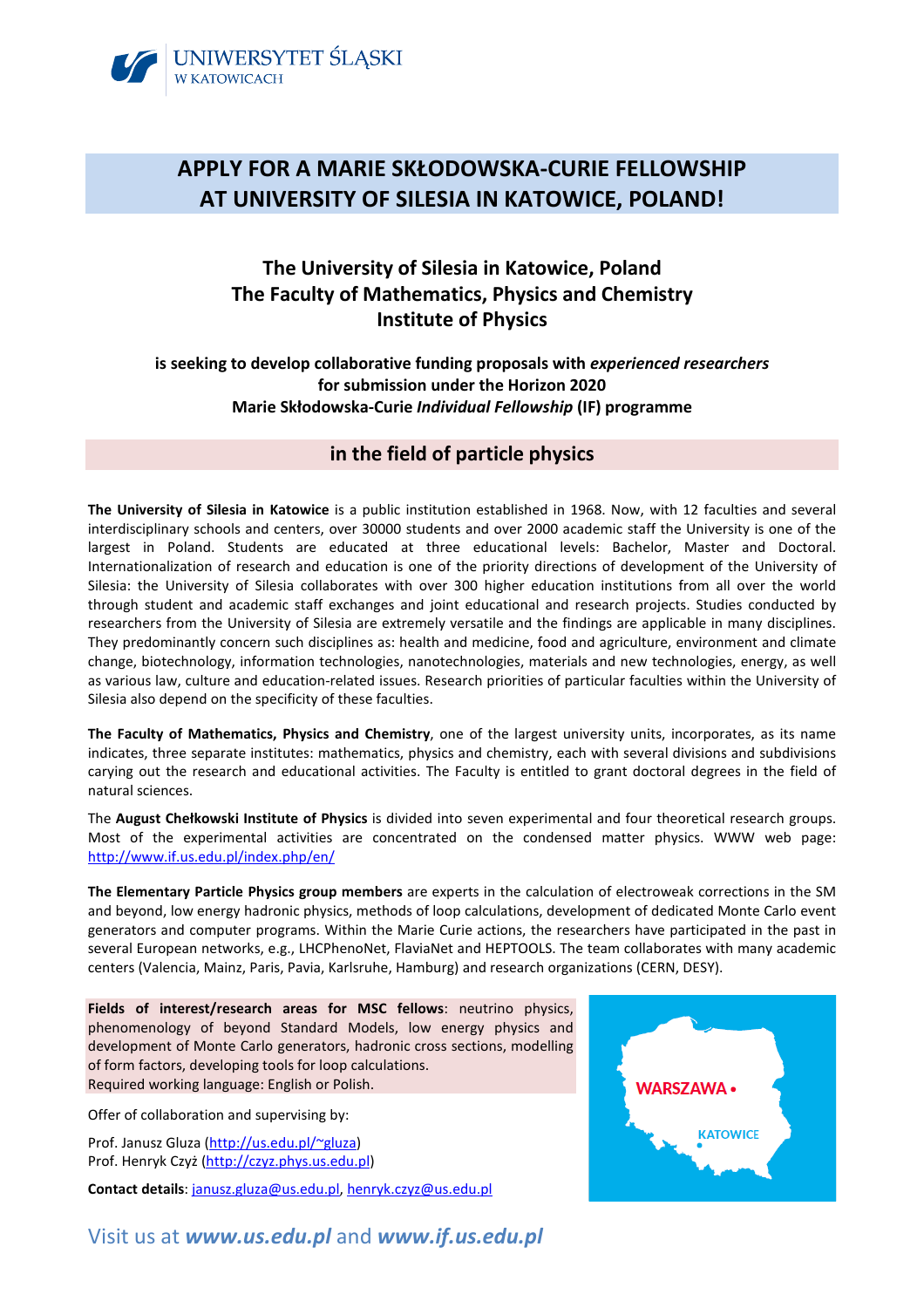UNIWERSYTET ŚLĄSKI
W KATOWICACH

# APPLY FOR A MARIE SKŁODOWSKA-CURIE FELLOWSHIP AT UNIVERSITY OF SILESIA IN KATOWICE, POLAND!

## The University of Silesia in Katowice, Poland
## The Faculty of Mathematics, Physics and Chemistry
## Institute of Physics

**is seeking to develop collaborative funding proposals with *experienced researchers* for submission under the Horizon 2020 Marie Skłodowska-Curie *Individual Fellowship* (IF) programme**

## in the field of particle physics

**The University of Silesia in Katowice** is a public institution established in 1968. Now, with 12 faculties and several interdisciplinary schools and centers, over 30000 students and over 2000 academic staff the University is one of the largest in Poland. Students are educated at three educational levels: Bachelor, Master and Doctoral. Internationalization of research and education is one of the priority directions of development of the University of Silesia: the University of Silesia collaborates with over 300 higher education institutions from all over the world through student and academic staff exchanges and joint educational and research projects. Studies conducted by researchers from the University of Silesia are extremely versatile and the findings are applicable in many disciplines. They predominantly concern such disciplines as: health and medicine, food and agriculture, environment and climate change, biotechnology, information technologies, nanotechnologies, materials and new technologies, energy, as well as various law, culture and education-related issues. Research priorities of particular faculties within the University of Silesia also depend on the specificity of these faculties.

**The Faculty of Mathematics, Physics and Chemistry**, one of the largest university units, incorporates, as its name indicates, three separate institutes: mathematics, physics and chemistry, each with several divisions and subdivisions carying out the research and educational activities. The Faculty is entitled to grant doctoral degrees in the field of natural sciences.

The **August Chełkowski Institute of Physics** is divided into seven experimental and four theoretical research groups. Most of the experimental activities are concentrated on the condensed matter physics. WWW web page: http://www.if.us.edu.pl/index.php/en/

**The Elementary Particle Physics group members** are experts in the calculation of electroweak corrections in the SM and beyond, low energy hadronic physics, methods of loop calculations, development of dedicated Monte Carlo event generators and computer programs. Within the Marie Curie actions, the researchers have participated in the past in several European networks, e.g., LHCPhenoNet, FlaviaNet and HEPTOOLS. The team collaborates with many academic centers (Valencia, Mainz, Paris, Pavia, Karlsruhe, Hamburg) and research organizations (CERN, DESY).

**Fields of interest/research areas for MSC fellows**: neutrino physics, phenomenology of beyond Standard Models, low energy physics and development of Monte Carlo generators, hadronic cross sections, modelling of form factors, developing tools for loop calculations.
Required working language: English or Polish.

Offer of collaboration and supervising by:

Prof. Janusz Gluza (http://us.edu.pl/~gluza)
Prof. Henryk Czyż (http://czyz.phys.us.edu.pl)

**Contact details**: janusz.gluza@us.edu.pl, henryk.czyz@us.edu.pl

WARSZAWA • KATOWICE

Visit us at ***www.us.edu.pl*** and ***www.if.us.edu.pl***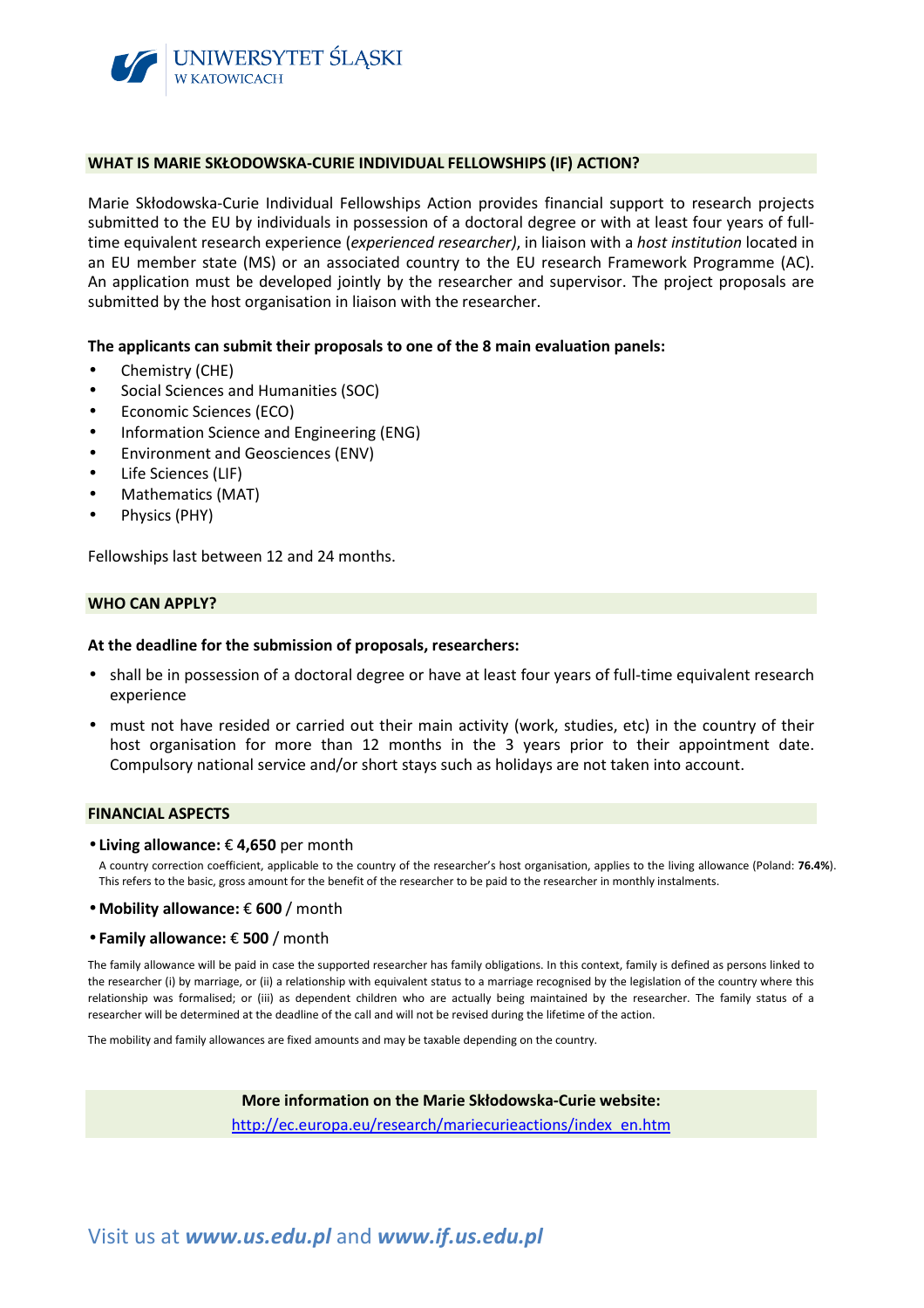UNIWERSYTET ŚLĄSKI
W KATOWICACH

## WHAT IS MARIE SKŁODOWSKA-CURIE INDIVIDUAL FELLOWSHIPS (IF) ACTION?

Marie Skłodowska-Curie Individual Fellowships Action provides financial support to research projects submitted to the EU by individuals in possession of a doctoral degree or with at least four years of full-time equivalent research experience (*experienced researcher)*, in liaison with a *host institution* located in an EU member state (MS) or an associated country to the EU research Framework Programme (AC). An application must be developed jointly by the researcher and supervisor. The project proposals are submitted by the host organisation in liaison with the researcher.

**The applicants can submit their proposals to one of the 8 main evaluation panels:**

- Chemistry (CHE)
- Social Sciences and Humanities (SOC)
- Economic Sciences (ECO)
- Information Science and Engineering (ENG)
- Environment and Geosciences (ENV)
- Life Sciences (LIF)
- Mathematics (MAT)
- Physics (PHY)

Fellowships last between 12 and 24 months.

## WHO CAN APPLY?

**At the deadline for the submission of proposals, researchers:**

- shall be in possession of a doctoral degree or have at least four years of full-time equivalent research experience
- must not have resided or carried out their main activity (work, studies, etc) in the country of their host organisation for more than 12 months in the 3 years prior to their appointment date. Compulsory national service and/or short stays such as holidays are not taken into account.

## FINANCIAL ASPECTS

- **Living allowance:** € **4,650** per month

  A country correction coefficient, applicable to the country of the researcher's host organisation, applies to the living allowance (Poland: **76.4%**). This refers to the basic, gross amount for the benefit of the researcher to be paid to the researcher in monthly instalments.

- **Mobility allowance:** € **600** / month
- **Family allowance:** € **500** / month

The family allowance will be paid in case the supported researcher has family obligations. In this context, family is defined as persons linked to the researcher (i) by marriage, or (ii) a relationship with equivalent status to a marriage recognised by the legislation of the country where this relationship was formalised; or (iii) as dependent children who are actually being maintained by the researcher. The family status of a researcher will be determined at the deadline of the call and will not be revised during the lifetime of the action.

The mobility and family allowances are fixed amounts and may be taxable depending on the country.

**More information on the Marie Skłodowska-Curie website:**
http://ec.europa.eu/research/mariecurieactions/index_en.htm

Visit us at ***www.us.edu.pl*** and ***www.if.us.edu.pl***